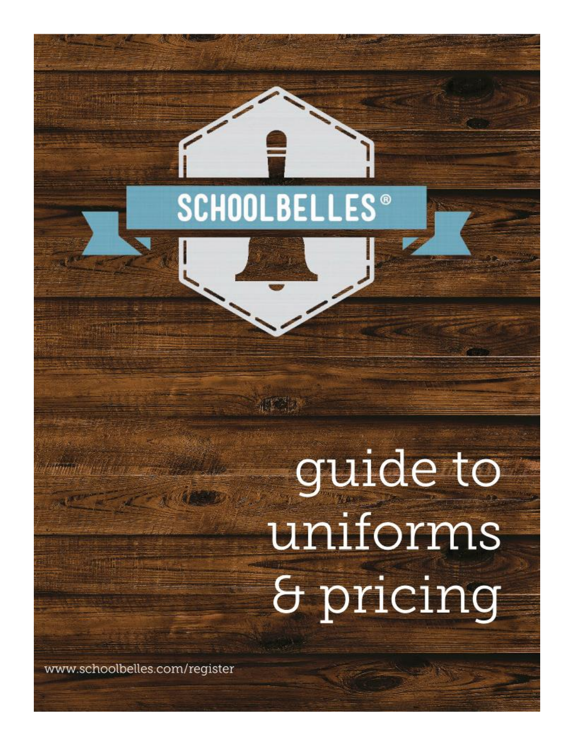SCHOOLBELLES®

# guide to uniforms & pricing

www.schoolbelles.com/register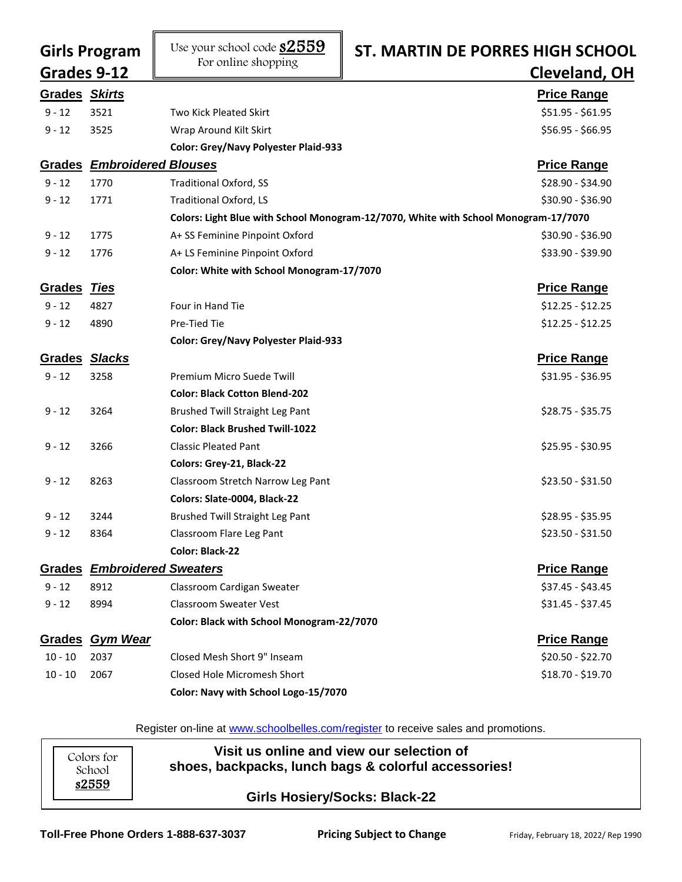# Girls Program Grades 9-12

Use your school code **s2559** For online shopping

# ST. MARTIN DE PORRES HIGH SCHOOL Cleveland, OH

| Grades | Skirts | | Price Range |
|---|---|---|---|
| 9 - 12 | 3521 | Two Kick Pleated Skirt | $51.95 - $61.95 |
| 9 - 12 | 3525 | Wrap Around Kilt Skirt | $56.95 - $66.95 |
| | | **Color: Grey/Navy Polyester Plaid-933** | |

| Grades | Embroidered Blouses | | Price Range |
|---|---|---|---|
| 9 - 12 | 1770 | Traditional Oxford, SS | $28.90 - $34.90 |
| 9 - 12 | 1771 | Traditional Oxford, LS | $30.90 - $36.90 |
| | | **Colors: Light Blue with School Monogram-12/7070, White with School Monogram-17/7070** | |
| 9 - 12 | 1775 | A+ SS Feminine Pinpoint Oxford | $30.90 - $36.90 |
| 9 - 12 | 1776 | A+ LS Feminine Pinpoint Oxford | $33.90 - $39.90 |
| | | **Color: White with School Monogram-17/7070** | |

| Grades | Ties | | Price Range |
|---|---|---|---|
| 9 - 12 | 4827 | Four in Hand Tie | $12.25 - $12.25 |
| 9 - 12 | 4890 | Pre-Tied Tie | $12.25 - $12.25 |
| | | **Color: Grey/Navy Polyester Plaid-933** | |

| Grades | Slacks | | Price Range |
|---|---|---|---|
| 9 - 12 | 3258 | Premium Micro Suede Twill | $31.95 - $36.95 |
| | | **Color: Black Cotton Blend-202** | |
| 9 - 12 | 3264 | Brushed Twill Straight Leg Pant | $28.75 - $35.75 |
| | | **Color: Black Brushed Twill-1022** | |
| 9 - 12 | 3266 | Classic Pleated Pant | $25.95 - $30.95 |
| | | **Colors: Grey-21, Black-22** | |
| 9 - 12 | 8263 | Classroom Stretch Narrow Leg Pant | $23.50 - $31.50 |
| | | **Colors: Slate-0004, Black-22** | |
| 9 - 12 | 3244 | Brushed Twill Straight Leg Pant | $28.95 - $35.95 |
| 9 - 12 | 8364 | Classroom Flare Leg Pant | $23.50 - $31.50 |
| | | **Color: Black-22** | |

| Grades | Embroidered Sweaters | | Price Range |
|---|---|---|---|
| 9 - 12 | 8912 | Classroom Cardigan Sweater | $37.45 - $43.45 |
| 9 - 12 | 8994 | Classroom Sweater Vest | $31.45 - $37.45 |
| | | **Color: Black with School Monogram-22/7070** | |

| Grades | Gym Wear | | Price Range |
|---|---|---|---|
| 10 - 10 | 2037 | Closed Mesh Short 9" Inseam | $20.50 - $22.70 |
| 10 - 10 | 2067 | Closed Hole Micromesh Short | $18.70 - $19.70 |
| | | **Color: Navy with School Logo-15/7070** | |

Register on-line at www.schoolbelles.com/register to receive sales and promotions.

Colors for School s2559

**Visit us online and view our selection of shoes, backpacks, lunch bags & colorful accessories!**

**Girls Hosiery/Socks: Black-22**

**Toll-Free Phone Orders 1-888-637-3037** **Pricing Subject to Change** Friday, February 18, 2022/ Rep 1990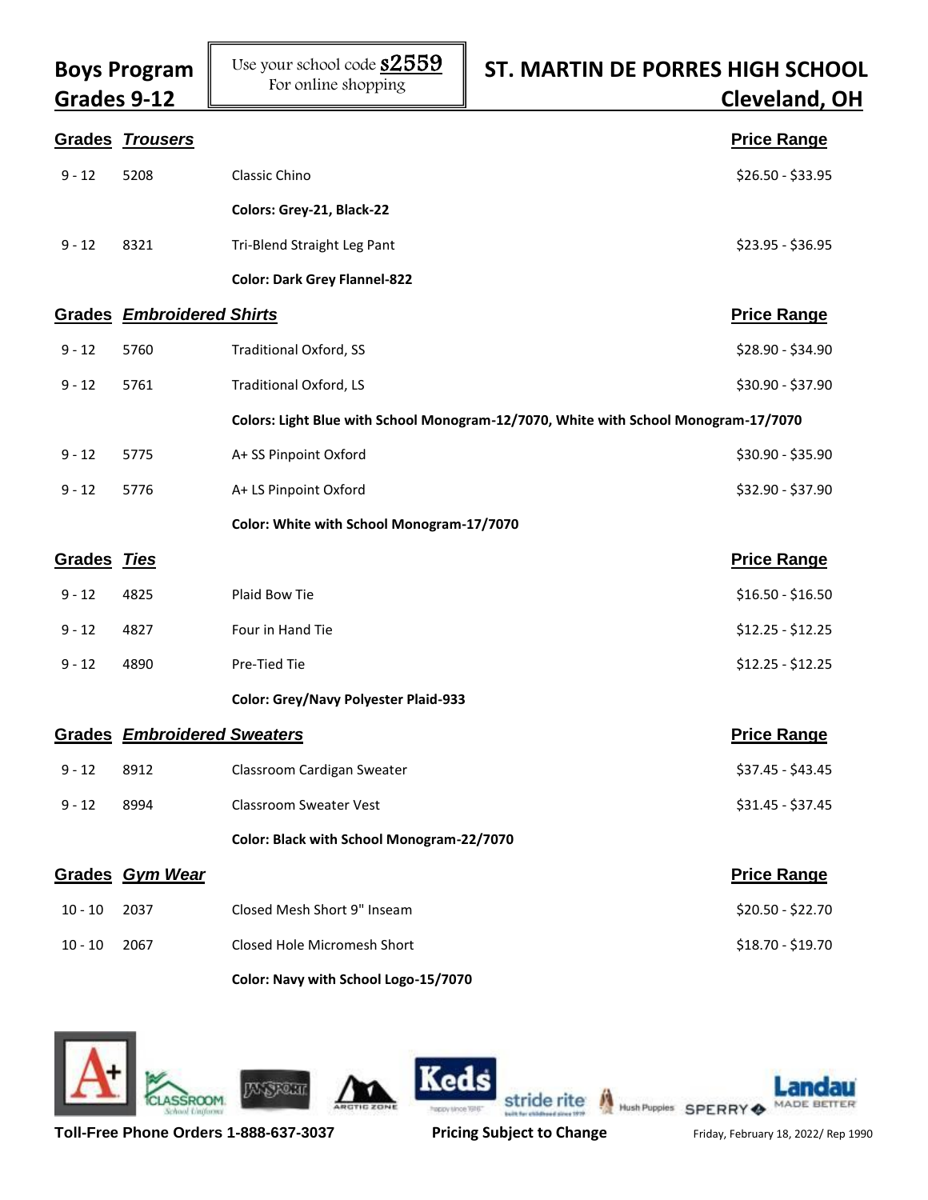**Boys Program**
**Grades 9-12**

Use your school code **s2559**
For online shopping

**ST. MARTIN DE PORRES HIGH SCHOOL**
**Cleveland, OH**

| Grades | *Trousers* | | Price Range |
|---|---|---|---|
| 9 - 12 | 5208 | Classic Chino | \$26.50 - \$33.95 |
| | | **Colors: Grey-21, Black-22** | |
| 9 - 12 | 8321 | Tri-Blend Straight Leg Pant | \$23.95 - \$36.95 |
| | | **Color: Dark Grey Flannel-822** | |

| Grades | *Embroidered Shirts* | | Price Range |
|---|---|---|---|
| 9 - 12 | 5760 | Traditional Oxford, SS | \$28.90 - \$34.90 |
| 9 - 12 | 5761 | Traditional Oxford, LS | \$30.90 - \$37.90 |
| | | **Colors: Light Blue with School Monogram-12/7070, White with School Monogram-17/7070** | |
| 9 - 12 | 5775 | A+ SS Pinpoint Oxford | \$30.90 - \$35.90 |
| 9 - 12 | 5776 | A+ LS Pinpoint Oxford | \$32.90 - \$37.90 |
| | | **Color: White with School Monogram-17/7070** | |

| Grades | *Ties* | | Price Range |
|---|---|---|---|
| 9 - 12 | 4825 | Plaid Bow Tie | \$16.50 - \$16.50 |
| 9 - 12 | 4827 | Four in Hand Tie | \$12.25 - \$12.25 |
| 9 - 12 | 4890 | Pre-Tied Tie | \$12.25 - \$12.25 |
| | | **Color: Grey/Navy Polyester Plaid-933** | |

| Grades | *Embroidered Sweaters* | | Price Range |
|---|---|---|---|
| 9 - 12 | 8912 | Classroom Cardigan Sweater | \$37.45 - \$43.45 |
| 9 - 12 | 8994 | Classroom Sweater Vest | \$31.45 - \$37.45 |
| | | **Color: Black with School Monogram-22/7070** | |

| Grades | *Gym Wear* | | Price Range |
|---|---|---|---|
| 10 - 10 | 2037 | Closed Mesh Short 9" Inseam | \$20.50 - \$22.70 |
| 10 - 10 | 2067 | Closed Hole Micromesh Short | \$18.70 - \$19.70 |
| | | **Color: Navy with School Logo-15/7070** | |

**Toll-Free Phone Orders 1-888-637-3037** **Pricing Subject to Change** Friday, February 18, 2022/ Rep 1990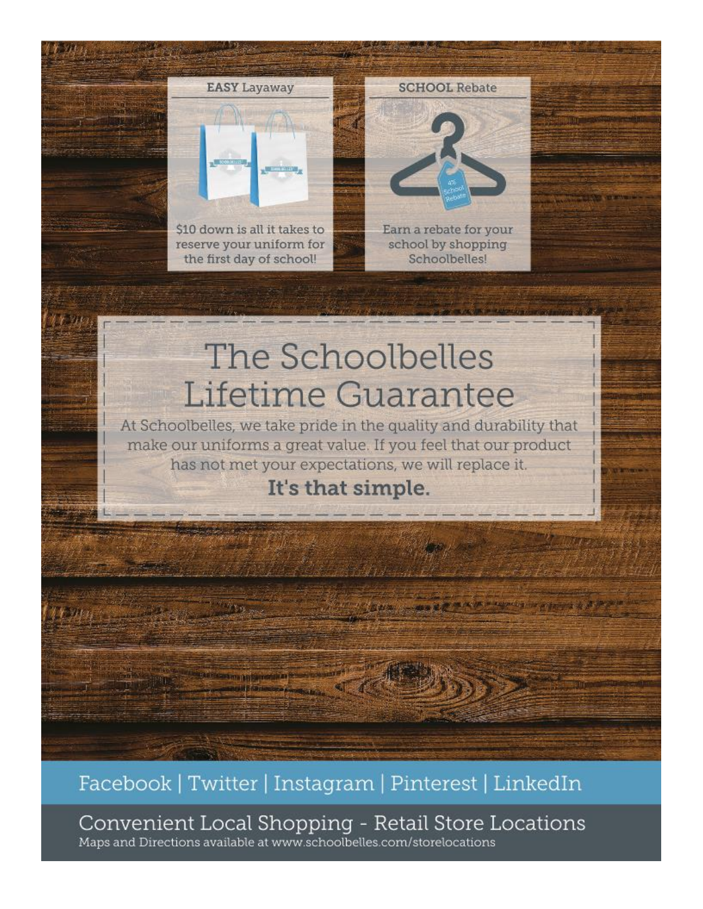### EASY Layaway

$10 down is all it takes to reserve your uniform for the first day of school!

### SCHOOL Rebate

Earn a rebate for your school by shopping Schoolbelles!

# The Schoolbelles Lifetime Guarantee

At Schoolbelles, we take pride in the quality and durability that make our uniforms a great value. If you feel that our product has not met your expectations, we will replace it.

**It's that simple.**

Facebook | Twitter | Instagram | Pinterest | LinkedIn

Convenient Local Shopping - Retail Store Locations

Maps and Directions available at www.schoolbelles.com/storelocations